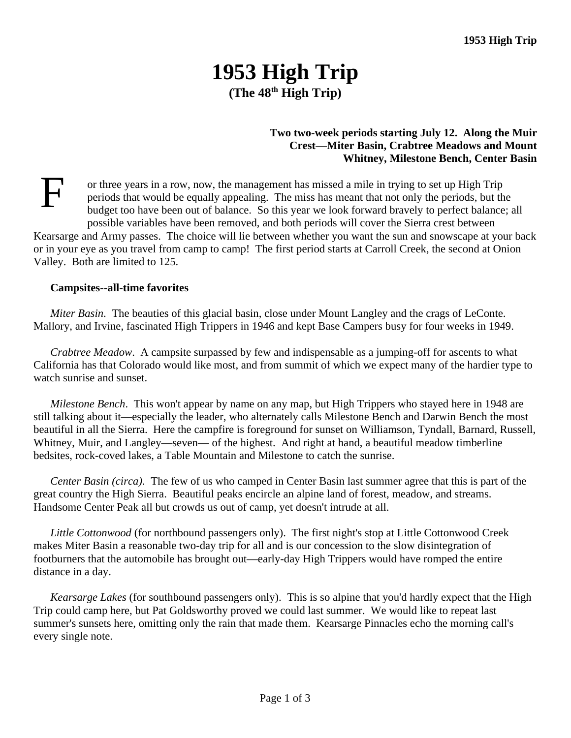# 1953 High Trip

## (The 48th High Trip)

**Two two-week periods starting July 12. Along the Muir Crest—Miter Basin, Crabtree Meadows and Mount Whitney, Milestone Bench, Center Basin**

For three years in a row, now, the management has missed a mile in trying to set up High Trip periods that would be equally appealing. The miss has meant that not only the periods, but the budget too have been out of balance. So this year we look forward bravely to perfect balance; all possible variables have been removed, and both periods will cover the Sierra crest between Kearsarge and Army passes. The choice will lie between whether you want the sun and snowscape at your back or in your eye as you travel from camp to camp! The first period starts at Carroll Creek, the second at Onion Valley. Both are limited to 125.

**Campsites--all-time favorites**

*Miter Basin*. The beauties of this glacial basin, close under Mount Langley and the crags of LeConte. Mallory, and Irvine, fascinated High Trippers in 1946 and kept Base Campers busy for four weeks in 1949.

*Crabtree Meadow*. A campsite surpassed by few and indispensable as a jumping-off for ascents to what California has that Colorado would like most, and from summit of which we expect many of the hardier type to watch sunrise and sunset.

*Milestone Bench*. This won't appear by name on any map, but High Trippers who stayed here in 1948 are still talking about it—especially the leader, who alternately calls Milestone Bench and Darwin Bench the most beautiful in all the Sierra. Here the campfire is foreground for sunset on Williamson, Tyndall, Barnard, Russell, Whitney, Muir, and Langley—seven— of the highest. And right at hand, a beautiful meadow timberline bedsites, rock-coved lakes, a Table Mountain and Milestone to catch the sunrise.

*Center Basin (circa).* The few of us who camped in Center Basin last summer agree that this is part of the great country the High Sierra. Beautiful peaks encircle an alpine land of forest, meadow, and streams. Handsome Center Peak all but crowds us out of camp, yet doesn't intrude at all.

*Little Cottonwood* (for northbound passengers only). The first night's stop at Little Cottonwood Creek makes Miter Basin a reasonable two-day trip for all and is our concession to the slow disintegration of footburners that the automobile has brought out—early-day High Trippers would have romped the entire distance in a day.

*Kearsarge Lakes* (for southbound passengers only). This is so alpine that you'd hardly expect that the High Trip could camp here, but Pat Goldsworthy proved we could last summer. We would like to repeat last summer's sunsets here, omitting only the rain that made them. Kearsarge Pinnacles echo the morning call's every single note.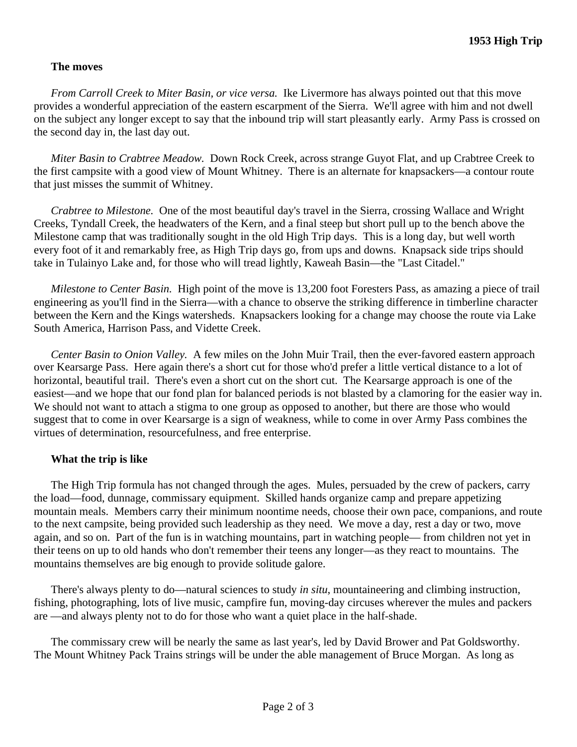### The moves

*From Carroll Creek to Miter Basin, or vice versa.* Ike Livermore has always pointed out that this move provides a wonderful appreciation of the eastern escarpment of the Sierra. We'll agree with him and not dwell on the subject any longer except to say that the inbound trip will start pleasantly early. Army Pass is crossed on the second day in, the last day out.

*Miter Basin to Crabtree Meadow.* Down Rock Creek, across strange Guyot Flat, and up Crabtree Creek to the first campsite with a good view of Mount Whitney. There is an alternate for knapsackers—a contour route that just misses the summit of Whitney.

*Crabtree to Milestone.* One of the most beautiful day's travel in the Sierra, crossing Wallace and Wright Creeks, Tyndall Creek, the headwaters of the Kern, and a final steep but short pull up to the bench above the Milestone camp that was traditionally sought in the old High Trip days. This is a long day, but well worth every foot of it and remarkably free, as High Trip days go, from ups and downs. Knapsack side trips should take in Tulainyo Lake and, for those who will tread lightly, Kaweah Basin—the "Last Citadel."

*Milestone to Center Basin.* High point of the move is 13,200 foot Foresters Pass, as amazing a piece of trail engineering as you'll find in the Sierra—with a chance to observe the striking difference in timberline character between the Kern and the Kings watersheds. Knapsackers looking for a change may choose the route via Lake South America, Harrison Pass, and Vidette Creek.

*Center Basin to Onion Valley.* A few miles on the John Muir Trail, then the ever-favored eastern approach over Kearsarge Pass. Here again there's a short cut for those who'd prefer a little vertical distance to a lot of horizontal, beautiful trail. There's even a short cut on the short cut. The Kearsarge approach is one of the easiest—and we hope that our fond plan for balanced periods is not blasted by a clamoring for the easier way in. We should not want to attach a stigma to one group as opposed to another, but there are those who would suggest that to come in over Kearsarge is a sign of weakness, while to come in over Army Pass combines the virtues of determination, resourcefulness, and free enterprise.

### What the trip is like

The High Trip formula has not changed through the ages. Mules, persuaded by the crew of packers, carry the load—food, dunnage, commissary equipment. Skilled hands organize camp and prepare appetizing mountain meals. Members carry their minimum noontime needs, choose their own pace, companions, and route to the next campsite, being provided such leadership as they need. We move a day, rest a day or two, move again, and so on. Part of the fun is in watching mountains, part in watching people— from children not yet in their teens on up to old hands who don't remember their teens any longer—as they react to mountains. The mountains themselves are big enough to provide solitude galore.

There's always plenty to do—natural sciences to study *in situ*, mountaineering and climbing instruction, fishing, photographing, lots of live music, campfire fun, moving-day circuses wherever the mules and packers are —and always plenty not to do for those who want a quiet place in the half-shade.

The commissary crew will be nearly the same as last year's, led by David Brower and Pat Goldsworthy. The Mount Whitney Pack Trains strings will be under the able management of Bruce Morgan. As long as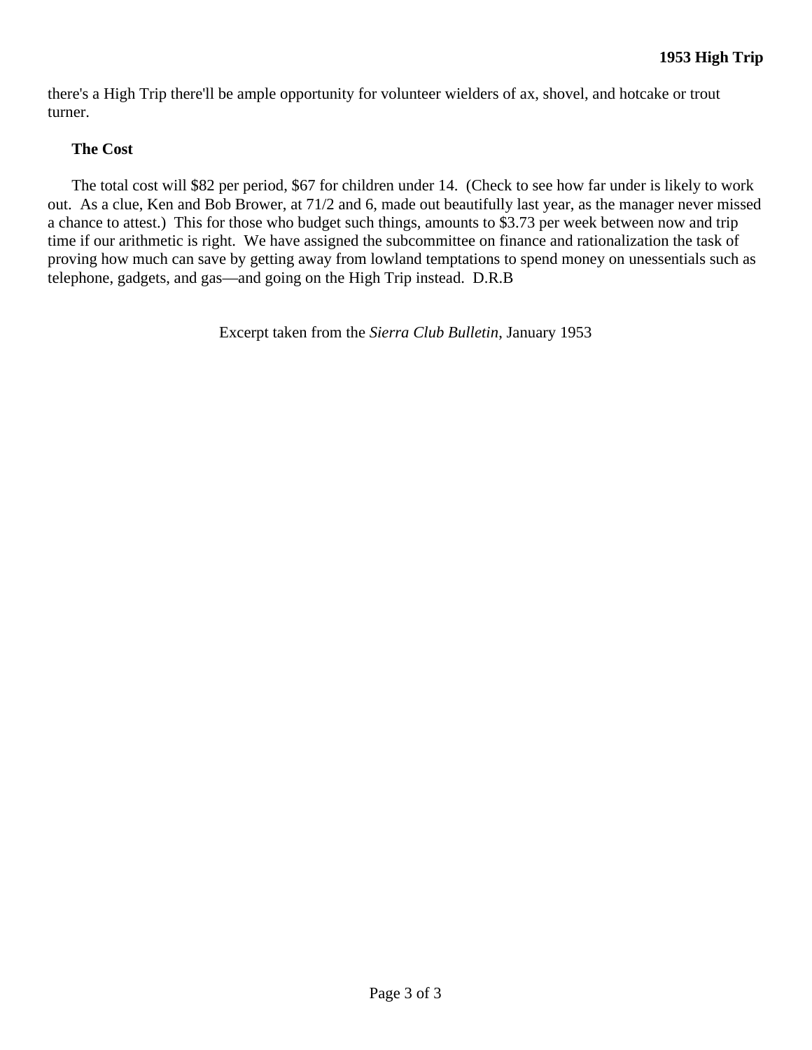there's a High Trip there'll be ample opportunity for volunteer wielders of ax, shovel, and hotcake or trout turner.

**The Cost**

The total cost will $82 per period, $67 for children under 14. (Check to see how far under is likely to work out. As a clue, Ken and Bob Brower, at 71/2 and 6, made out beautifully last year, as the manager never missed a chance to attest.) This for those who budget such things, amounts to $3.73 per week between now and trip time if our arithmetic is right. We have assigned the subcommittee on finance and rationalization the task of proving how much can save by getting away from lowland temptations to spend money on unessentials such as telephone, gadgets, and gas—and going on the High Trip instead. D.R.B

Excerpt taken from the *Sierra Club Bulletin*, January 1953